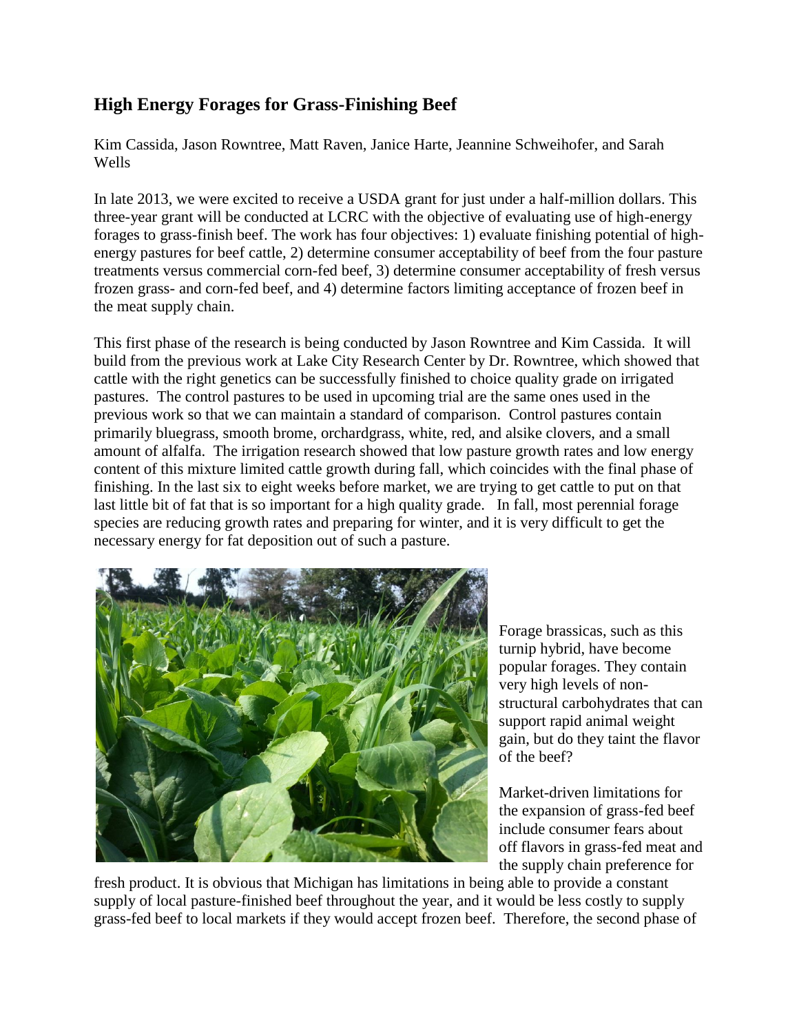## High Energy Forages for Grass-Finishing Beef

Kim Cassida, Jason Rowntree, Matt Raven, Janice Harte, Jeannine Schweihofer, and Sarah Wells

In late 2013, we were excited to receive a USDA grant for just under a half-million dollars. This three-year grant will be conducted at LCRC with the objective of evaluating use of high-energy forages to grass-finish beef. The work has four objectives: 1) evaluate finishing potential of high-energy pastures for beef cattle, 2) determine consumer acceptability of beef from the four pasture treatments versus commercial corn-fed beef, 3) determine consumer acceptability of fresh versus frozen grass- and corn-fed beef, and 4) determine factors limiting acceptance of frozen beef in the meat supply chain.

This first phase of the research is being conducted by Jason Rowntree and Kim Cassida. It will build from the previous work at Lake City Research Center by Dr. Rowntree, which showed that cattle with the right genetics can be successfully finished to choice quality grade on irrigated pastures. The control pastures to be used in upcoming trial are the same ones used in the previous work so that we can maintain a standard of comparison. Control pastures contain primarily bluegrass, smooth brome, orchardgrass, white, red, and alsike clovers, and a small amount of alfalfa. The irrigation research showed that low pasture growth rates and low energy content of this mixture limited cattle growth during fall, which coincides with the final phase of finishing. In the last six to eight weeks before market, we are trying to get cattle to put on that last little bit of fat that is so important for a high quality grade. In fall, most perennial forage species are reducing growth rates and preparing for winter, and it is very difficult to get the necessary energy for fat deposition out of such a pasture.

Forage brassicas, such as this turnip hybrid, have become popular forages. They contain very high levels of non-structural carbohydrates that can support rapid animal weight gain, but do they taint the flavor of the beef?

Market-driven limitations for the expansion of grass-fed beef include consumer fears about off flavors in grass-fed meat and the supply chain preference for fresh product. It is obvious that Michigan has limitations in being able to provide a constant supply of local pasture-finished beef throughout the year, and it would be less costly to supply grass-fed beef to local markets if they would accept frozen beef. Therefore, the second phase of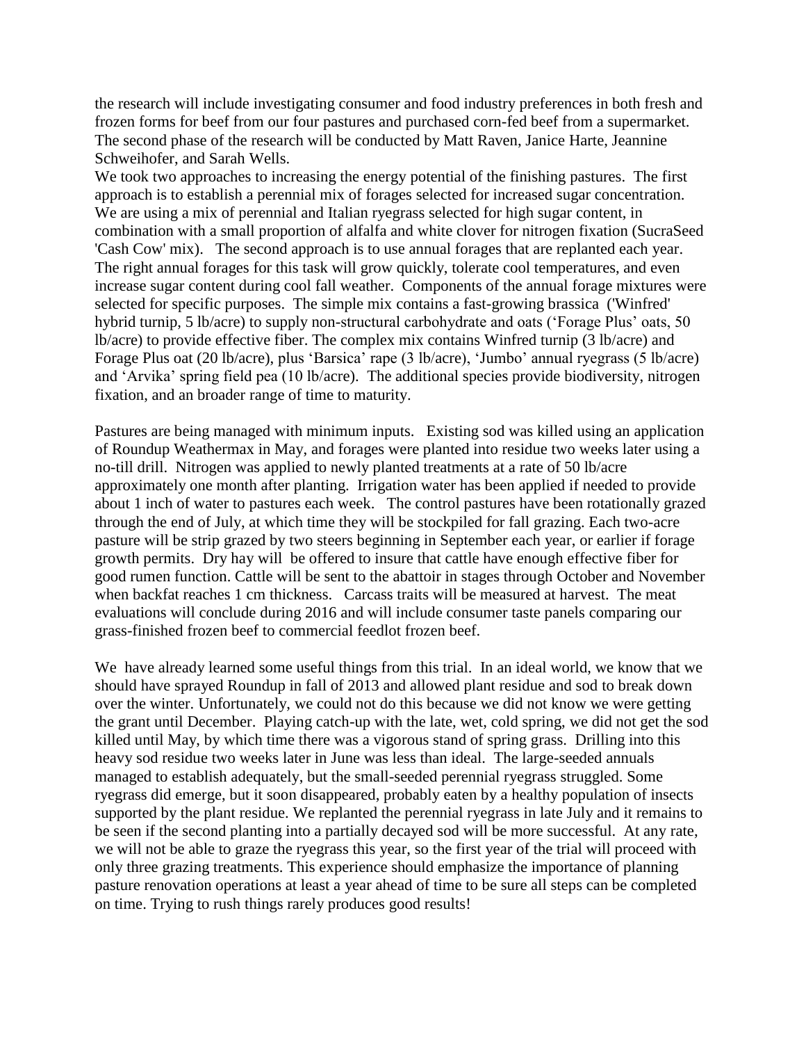the research will include investigating consumer and food industry preferences in both fresh and frozen forms for beef from our four pastures and purchased corn-fed beef from a supermarket. The second phase of the research will be conducted by Matt Raven, Janice Harte, Jeannine Schweihofer, and Sarah Wells.

We took two approaches to increasing the energy potential of the finishing pastures. The first approach is to establish a perennial mix of forages selected for increased sugar concentration. We are using a mix of perennial and Italian ryegrass selected for high sugar content, in combination with a small proportion of alfalfa and white clover for nitrogen fixation (SucraSeed 'Cash Cow' mix). The second approach is to use annual forages that are replanted each year. The right annual forages for this task will grow quickly, tolerate cool temperatures, and even increase sugar content during cool fall weather. Components of the annual forage mixtures were selected for specific purposes. The simple mix contains a fast-growing brassica ('Winfred' hybrid turnip, 5 lb/acre) to supply non-structural carbohydrate and oats ('Forage Plus' oats, 50 lb/acre) to provide effective fiber. The complex mix contains Winfred turnip (3 lb/acre) and Forage Plus oat (20 lb/acre), plus 'Barsica' rape (3 lb/acre), 'Jumbo' annual ryegrass (5 lb/acre) and 'Arvika' spring field pea (10 lb/acre). The additional species provide biodiversity, nitrogen fixation, and an broader range of time to maturity.

Pastures are being managed with minimum inputs. Existing sod was killed using an application of Roundup Weathermax in May, and forages were planted into residue two weeks later using a no-till drill. Nitrogen was applied to newly planted treatments at a rate of 50 lb/acre approximately one month after planting. Irrigation water has been applied if needed to provide about 1 inch of water to pastures each week. The control pastures have been rotationally grazed through the end of July, at which time they will be stockpiled for fall grazing. Each two-acre pasture will be strip grazed by two steers beginning in September each year, or earlier if forage growth permits. Dry hay will be offered to insure that cattle have enough effective fiber for good rumen function. Cattle will be sent to the abattoir in stages through October and November when backfat reaches 1 cm thickness. Carcass traits will be measured at harvest. The meat evaluations will conclude during 2016 and will include consumer taste panels comparing our grass-finished frozen beef to commercial feedlot frozen beef.

We have already learned some useful things from this trial. In an ideal world, we know that we should have sprayed Roundup in fall of 2013 and allowed plant residue and sod to break down over the winter. Unfortunately, we could not do this because we did not know we were getting the grant until December. Playing catch-up with the late, wet, cold spring, we did not get the sod killed until May, by which time there was a vigorous stand of spring grass. Drilling into this heavy sod residue two weeks later in June was less than ideal. The large-seeded annuals managed to establish adequately, but the small-seeded perennial ryegrass struggled. Some ryegrass did emerge, but it soon disappeared, probably eaten by a healthy population of insects supported by the plant residue. We replanted the perennial ryegrass in late July and it remains to be seen if the second planting into a partially decayed sod will be more successful. At any rate, we will not be able to graze the ryegrass this year, so the first year of the trial will proceed with only three grazing treatments. This experience should emphasize the importance of planning pasture renovation operations at least a year ahead of time to be sure all steps can be completed on time. Trying to rush things rarely produces good results!